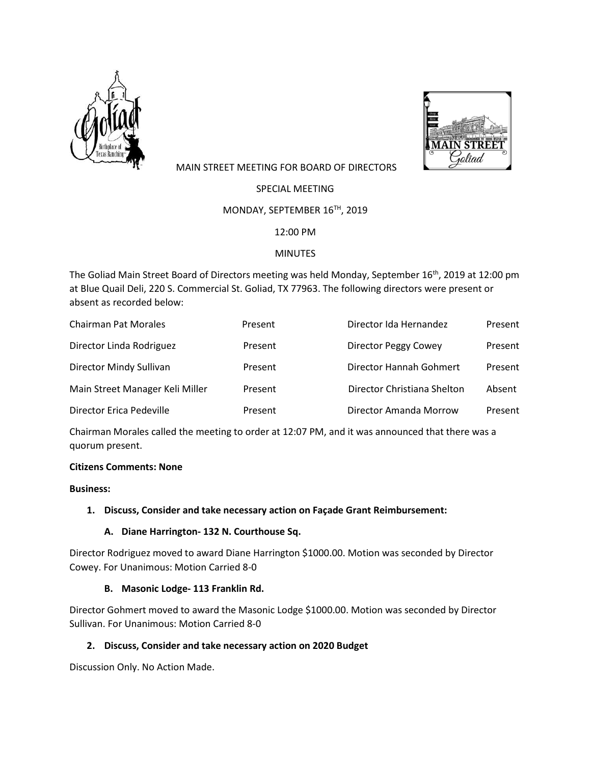# MAIN STREET MEETING FOR BOARD OF DIRECTORS

## SPECIAL MEETING

## MONDAY, SEPTEMBER 16TH, 2019

## 12:00 PM

## MINUTES

The Goliad Main Street Board of Directors meeting was held Monday, September 16th, 2019 at 12:00 pm at Blue Quail Deli, 220 S. Commercial St. Goliad, TX 77963. The following directors were present or absent as recorded below:

| | | | |
|---|---|---|---|
| Chairman Pat Morales | Present | Director Ida Hernandez | Present |
| Director Linda Rodriguez | Present | Director Peggy Cowey | Present |
| Director Mindy Sullivan | Present | Director Hannah Gohmert | Present |
| Main Street Manager Keli Miller | Present | Director Christiana Shelton | Absent |
| Director Erica Pedeville | Present | Director Amanda Morrow | Present |

Chairman Morales called the meeting to order at 12:07 PM, and it was announced that there was a quorum present.

**Citizens Comments: None**

**Business:**

1. **Discuss, Consider and take necessary action on Façade Grant Reimbursement:**

   **A. Diane Harrington- 132 N. Courthouse Sq.**

Director Rodriguez moved to award Diane Harrington $1000.00. Motion was seconded by Director Cowey. For Unanimous: Motion Carried 8-0

   **B. Masonic Lodge- 113 Franklin Rd.**

Director Gohmert moved to award the Masonic Lodge $1000.00. Motion was seconded by Director Sullivan. For Unanimous: Motion Carried 8-0

2. **Discuss, Consider and take necessary action on 2020 Budget**

Discussion Only. No Action Made.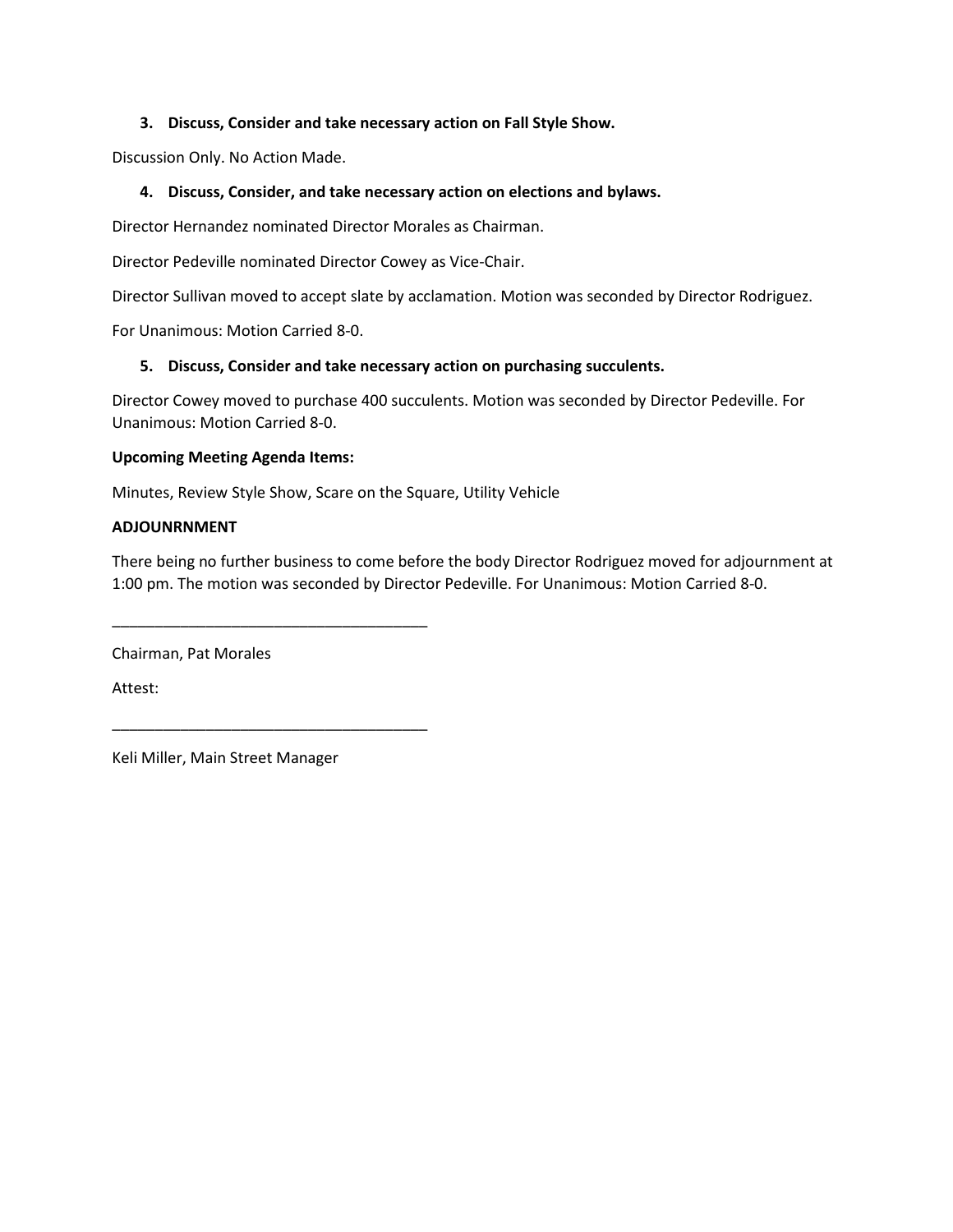3. **Discuss, Consider and take necessary action on Fall Style Show.**

Discussion Only. No Action Made.

4. **Discuss, Consider, and take necessary action on elections and bylaws.**

Director Hernandez nominated Director Morales as Chairman.

Director Pedeville nominated Director Cowey as Vice-Chair.

Director Sullivan moved to accept slate by acclamation. Motion was seconded by Director Rodriguez.

For Unanimous: Motion Carried 8-0.

5. **Discuss, Consider and take necessary action on purchasing succulents.**

Director Cowey moved to purchase 400 succulents. Motion was seconded by Director Pedeville. For Unanimous: Motion Carried 8-0.

**Upcoming Meeting Agenda Items:**

Minutes, Review Style Show, Scare on the Square, Utility Vehicle

**ADJOUNRNMENT**

There being no further business to come before the body Director Rodriguez moved for adjournment at 1:00 pm. The motion was seconded by Director Pedeville. For Unanimous: Motion Carried 8-0.

______________________________________

Chairman, Pat Morales

Attest:

______________________________________

Keli Miller, Main Street Manager